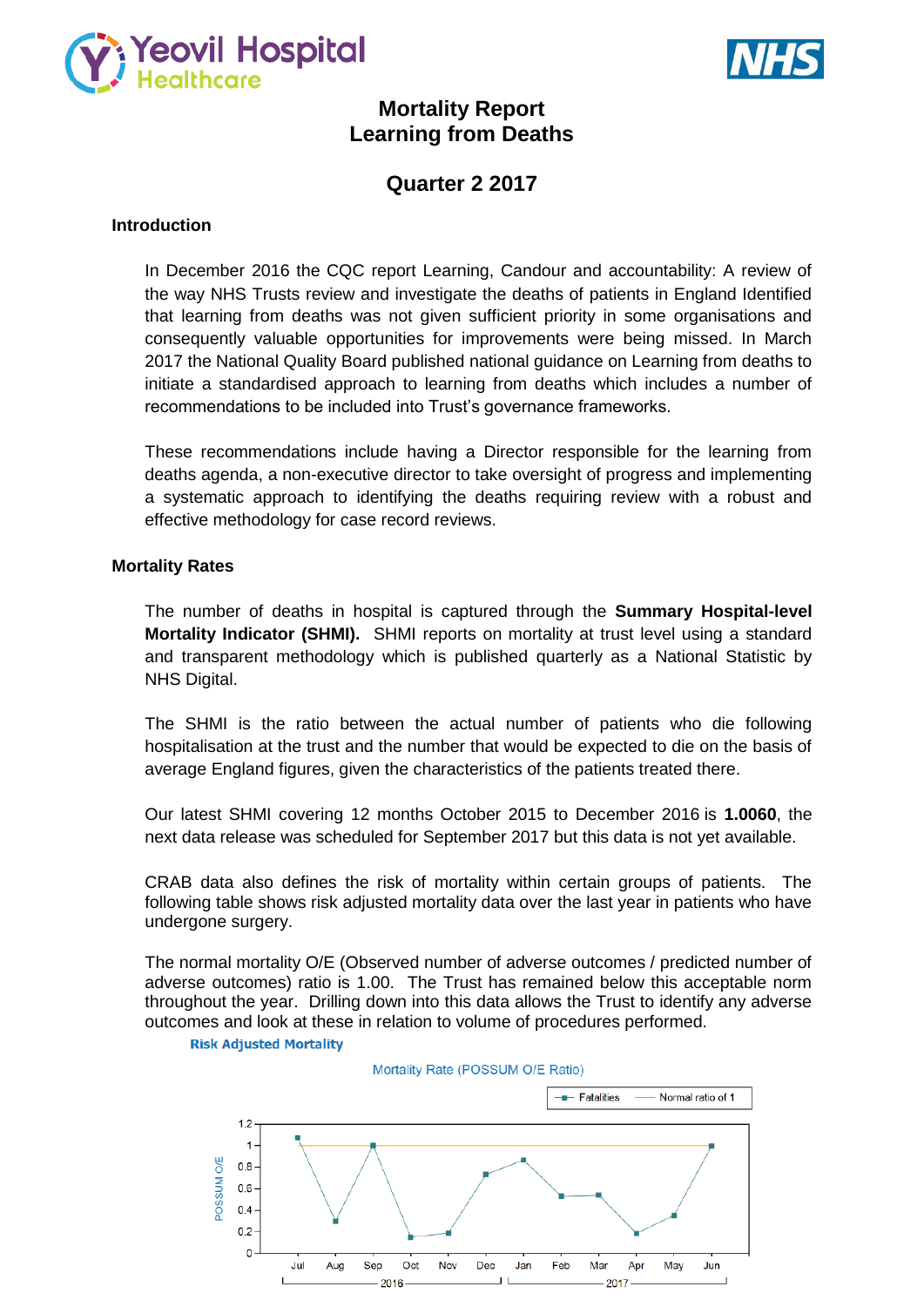# Mortality Report
# Learning from Deaths

## Quarter 2 2017

### Introduction

In December 2016 the CQC report Learning, Candour and accountability: A review of the way NHS Trusts review and investigate the deaths of patients in England Identified that learning from deaths was not given sufficient priority in some organisations and consequently valuable opportunities for improvements were being missed. In March 2017 the National Quality Board published national guidance on Learning from deaths to initiate a standardised approach to learning from deaths which includes a number of recommendations to be included into Trust's governance frameworks.

These recommendations include having a Director responsible for the learning from deaths agenda, a non-executive director to take oversight of progress and implementing a systematic approach to identifying the deaths requiring review with a robust and effective methodology for case record reviews.

### Mortality Rates

The number of deaths in hospital is captured through the **Summary Hospital-level Mortality Indicator (SHMI).** SHMI reports on mortality at trust level using a standard and transparent methodology which is published quarterly as a National Statistic by NHS Digital.

The SHMI is the ratio between the actual number of patients who die following hospitalisation at the trust and the number that would be expected to die on the basis of average England figures, given the characteristics of the patients treated there.

Our latest SHMI covering 12 months October 2015 to December 2016 is **1.0060**, the next data release was scheduled for September 2017 but this data is not yet available.

CRAB data also defines the risk of mortality within certain groups of patients. The following table shows risk adjusted mortality data over the last year in patients who have undergone surgery.

The normal mortality O/E (Observed number of adverse outcomes / predicted number of adverse outcomes) ratio is 1.00. The Trust has remained below this acceptable norm throughout the year. Drilling down into this data allows the Trust to identify any adverse outcomes and look at these in relation to volume of procedures performed.

**Risk Adjusted Mortality**

Mortality Rate (POSSUM O/E Ratio)

| Month | Jul 2016 | Aug 2016 | Sep 2016 | Oct 2016 | Nov 2016 | Dec 2016 | Jan 2017 | Feb 2017 | Mar 2017 | Apr 2017 | May 2017 | Jun 2017 |
|---|---|---|---|---|---|---|---|---|---|---|---|---|
| Fatalities (POSSUM O/E) | 1.07 | 0.3 | 1.0 | 0.15 | 0.19 | 0.73 | 0.86 | 0.53 | 0.54 | 0.19 | 0.35 | 0.99 |
| Normal ratio of 1 | 1 | 1 | 1 | 1 | 1 | 1 | 1 | 1 | 1 | 1 | 1 | 1 |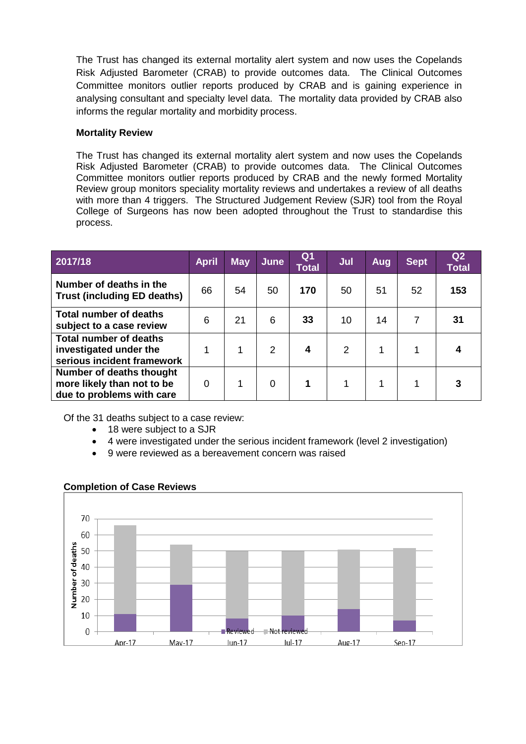The Trust has changed its external mortality alert system and now uses the Copelands Risk Adjusted Barometer (CRAB) to provide outcomes data. The Clinical Outcomes Committee monitors outlier reports produced by CRAB and is gaining experience in analysing consultant and specialty level data. The mortality data provided by CRAB also informs the regular mortality and morbidity process.

**Mortality Review**

The Trust has changed its external mortality alert system and now uses the Copelands Risk Adjusted Barometer (CRAB) to provide outcomes data. The Clinical Outcomes Committee monitors outlier reports produced by CRAB and the newly formed Mortality Review group monitors speciality mortality reviews and undertakes a review of all deaths with more than 4 triggers. The Structured Judgement Review (SJR) tool from the Royal College of Surgeons has now been adopted throughout the Trust to standardise this process.

| 2017/18 | April | May | June | Q1 Total | Jul | Aug | Sept | Q2 Total |
|---|---|---|---|---|---|---|---|---|
| **Number of deaths in the Trust (including ED deaths)** | 66 | 54 | 50 | **170** | 50 | 51 | 52 | **153** |
| **Total number of deaths subject to a case review** | 6 | 21 | 6 | **33** | 10 | 14 | 7 | **31** |
| **Total number of deaths investigated under the serious incident framework** | 1 | 1 | 2 | **4** | 2 | 1 | 1 | **4** |
| **Number of deaths thought more likely than not to be due to problems with care** | 0 | 1 | 0 | **1** | 1 | 1 | 1 | **3** |

Of the 31 deaths subject to a case review:

- 18 were subject to a SJR
- 4 were investigated under the serious incident framework (level 2 investigation)
- 9 were reviewed as a bereavement concern was raised

**Completion of Case Reviews**

Number of deaths

Reviewed / Not reviewed

Apr-17 | May-17 | Jun-17 | Jul-17 | Aug-17 | Sep-17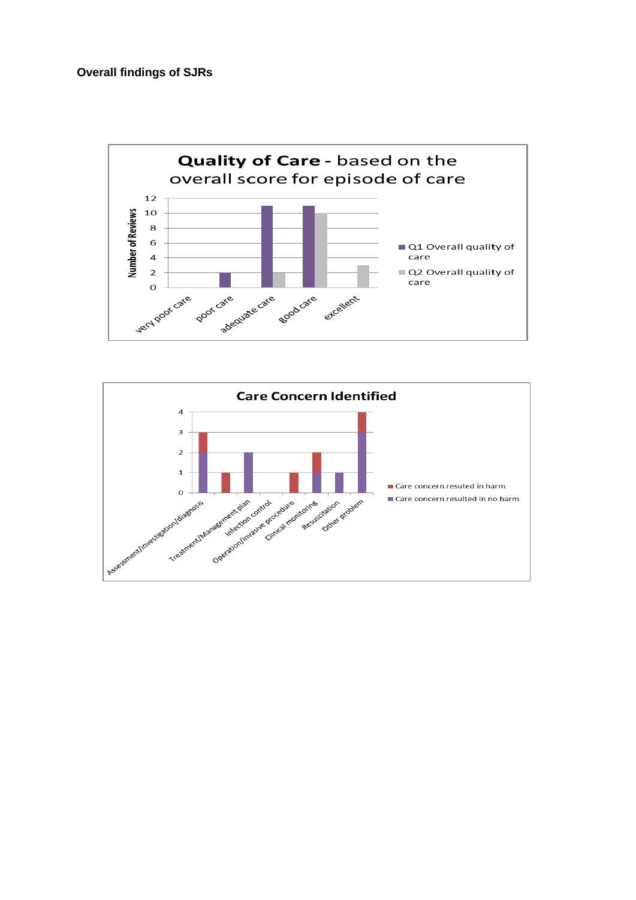## Overall findings of SJRs

**Quality of Care - based on the overall score for episode of care**

| | Q1 Overall quality of care | Q2 Overall quality of care |
|---|---|---|
| very poor care | 0 | 0 |
| poor care | 2 | 0 |
| adequate care | 11 | 2 |
| good care | 11 | 10 |
| excellent | 0 | 3 |

**Care Concern Identified**

| | Care concern resuted in harm | Care concern resulted in no harm |
|---|---|---|
| Assessment/investigation/diagnosis | 1 | 2 |
| Treatment/Management plan | 1 | 0 |
| Infection control | 0 | 2 |
| Operation/invasive procedure | 0 | 0 |
| Clinical monitoring | 1 | 0 |
| Resuscitation | 1 | 1 |
| Other problem | 0 | 1 |
| | 1 | 3 |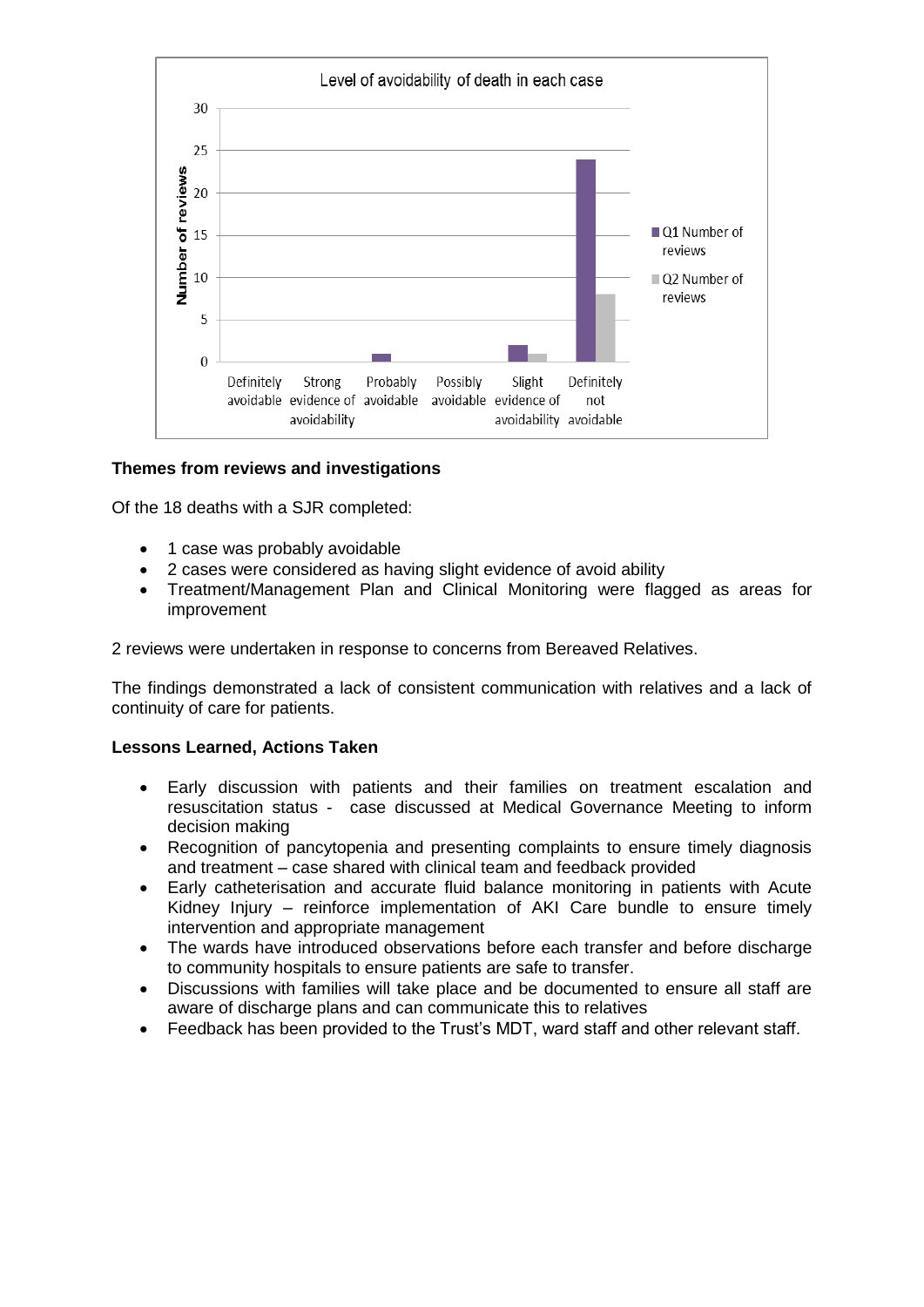Level of avoidability of death in each case

Number of reviews

30
25
20
15
10
5
0

Definitely avoidable
Strong evidence of avoidability
Probably avoidable
Possibly avoidable
Slight evidence of avoidability
Definitely not avoidable

Q1 Number of reviews
Q2 Number of reviews

**Themes from reviews and investigations**

Of the 18 deaths with a SJR completed:

- 1 case was probably avoidable
- 2 cases were considered as having slight evidence of avoid ability
- Treatment/Management Plan and Clinical Monitoring were flagged as areas for improvement

2 reviews were undertaken in response to concerns from Bereaved Relatives.

The findings demonstrated a lack of consistent communication with relatives and a lack of continuity of care for patients.

**Lessons Learned, Actions Taken**

- Early discussion with patients and their families on treatment escalation and resuscitation status - case discussed at Medical Governance Meeting to inform decision making
- Recognition of pancytopenia and presenting complaints to ensure timely diagnosis and treatment – case shared with clinical team and feedback provided
- Early catheterisation and accurate fluid balance monitoring in patients with Acute Kidney Injury – reinforce implementation of AKI Care bundle to ensure timely intervention and appropriate management
- The wards have introduced observations before each transfer and before discharge to community hospitals to ensure patients are safe to transfer.
- Discussions with families will take place and be documented to ensure all staff are aware of discharge plans and can communicate this to relatives
- Feedback has been provided to the Trust's MDT, ward staff and other relevant staff.